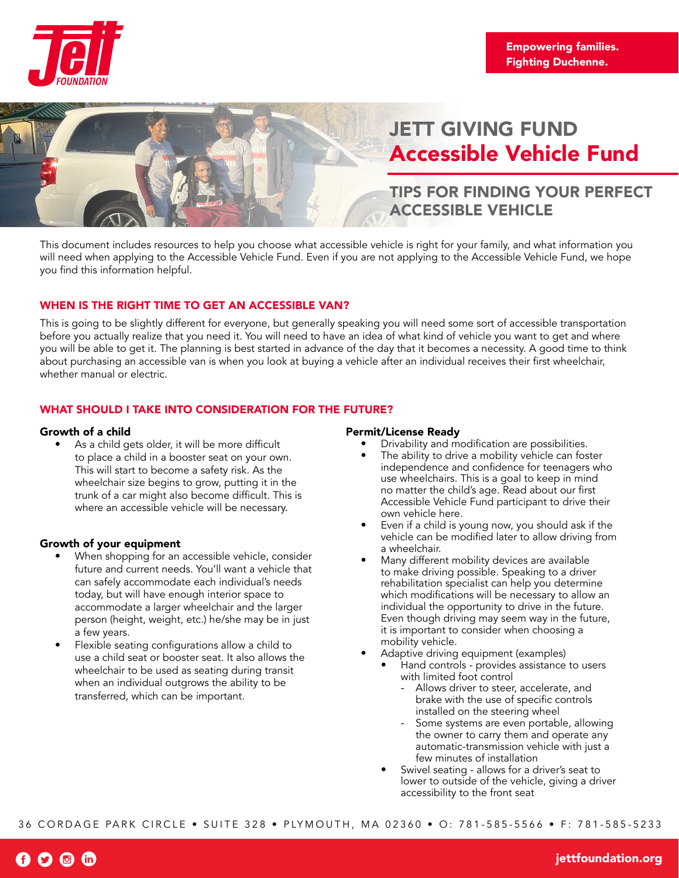Empowering families.
Fighting Duchenne.

# JETT GIVING FUND
# Accessible Vehicle Fund

## TIPS FOR FINDING YOUR PERFECT ACCESSIBLE VEHICLE

This document includes resources to help you choose what accessible vehicle is right for your family, and what information you will need when applying to the Accessible Vehicle Fund. Even if you are not applying to the Accessible Vehicle Fund, we hope you find this information helpful.

### WHEN IS THE RIGHT TIME TO GET AN ACCESSIBLE VAN?

This is going to be slightly different for everyone, but generally speaking you will need some sort of accessible transportation before you actually realize that you need it. You will need to have an idea of what kind of vehicle you want to get and where you will be able to get it. The planning is best started in advance of the day that it becomes a necessity. A good time to think about purchasing an accessible van is when you look at buying a vehicle after an individual receives their first wheelchair, whether manual or electric.

### WHAT SHOULD I TAKE INTO CONSIDERATION FOR THE FUTURE?

**Growth of a child**

- As a child gets older, it will be more difficult to place a child in a booster seat on your own. This will start to become a safety risk. As the wheelchair size begins to grow, putting it in the trunk of a car might also become difficult. This is where an accessible vehicle will be necessary.

**Growth of your equipment**

- When shopping for an accessible vehicle, consider future and current needs. You'll want a vehicle that can safely accommodate each individual's needs today, but will have enough interior space to accommodate a larger wheelchair and the larger person (height, weight, etc.) he/she may be in just a few years.
- Flexible seating configurations allow a child to use a child seat or booster seat. It also allows the wheelchair to be used as seating during transit when an individual outgrows the ability to be transferred, which can be important.

**Permit/License Ready**

- Drivability and modification are possibilities.
- The ability to drive a mobility vehicle can foster independence and confidence for teenagers who use wheelchairs. This is a goal to keep in mind no matter the child's age. Read about our first Accessible Vehicle Fund participant to drive their own vehicle here.
- Even if a child is young now, you should ask if the vehicle can be modified later to allow driving from a wheelchair.
- Many different mobility devices are available to make driving possible. Speaking to a driver rehabilitation specialist can help you determine which modifications will be necessary to allow an individual the opportunity to drive in the future. Even though driving may seem way in the future, it is important to consider when choosing a mobility vehicle.
- Adaptive driving equipment (examples)
  - Hand controls - provides assistance to users with limited foot control
    - Allows driver to steer, accelerate, and brake with the use of specific controls installed on the steering wheel
    - Some systems are even portable, allowing the owner to carry them and operate any automatic-transmission vehicle with just a few minutes of installation
  - Swivel seating - allows for a driver's seat to lower to outside of the vehicle, giving a driver accessibility to the front seat

36 CORDAGE PARK CIRCLE • SUITE 328 • PLYMOUTH, MA 02360 • O: 781-585-5566 • F: 781-585-5233

jettfoundation.org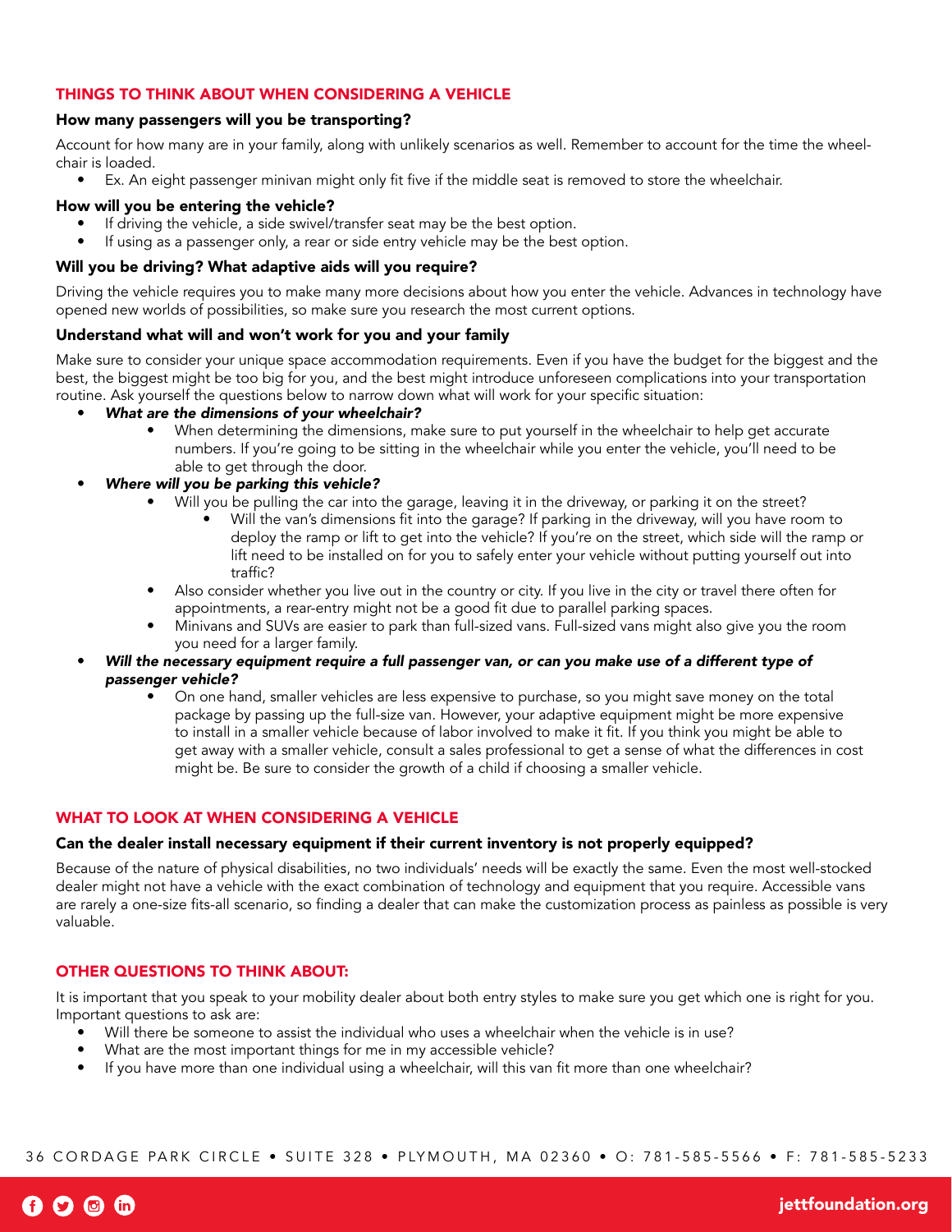## THINGS TO THINK ABOUT WHEN CONSIDERING A VEHICLE

### How many passengers will you be transporting?

Account for how many are in your family, along with unlikely scenarios as well. Remember to account for the time the wheelchair is loaded.

- Ex. An eight passenger minivan might only fit five if the middle seat is removed to store the wheelchair.

### How will you be entering the vehicle?

- If driving the vehicle, a side swivel/transfer seat may be the best option.
- If using as a passenger only, a rear or side entry vehicle may be the best option.

### Will you be driving? What adaptive aids will you require?

Driving the vehicle requires you to make many more decisions about how you enter the vehicle. Advances in technology have opened new worlds of possibilities, so make sure you research the most current options.

### Understand what will and won't work for you and your family

Make sure to consider your unique space accommodation requirements. Even if you have the budget for the biggest and the best, the biggest might be too big for you, and the best might introduce unforeseen complications into your transportation routine. Ask yourself the questions below to narrow down what will work for your specific situation:

- ***What are the dimensions of your wheelchair?***
  - When determining the dimensions, make sure to put yourself in the wheelchair to help get accurate numbers. If you're going to be sitting in the wheelchair while you enter the vehicle, you'll need to be able to get through the door.
- ***Where will you be parking this vehicle?***
  - Will you be pulling the car into the garage, leaving it in the driveway, or parking it on the street?
    - Will the van's dimensions fit into the garage? If parking in the driveway, will you have room to deploy the ramp or lift to get into the vehicle? If you're on the street, which side will the ramp or lift need to be installed on for you to safely enter your vehicle without putting yourself out into traffic?
  - Also consider whether you live out in the country or city. If you live in the city or travel there often for appointments, a rear-entry might not be a good fit due to parallel parking spaces.
  - Minivans and SUVs are easier to park than full-sized vans. Full-sized vans might also give you the room you need for a larger family.
- ***Will the necessary equipment require a full passenger van, or can you make use of a different type of passenger vehicle?***
  - On one hand, smaller vehicles are less expensive to purchase, so you might save money on the total package by passing up the full-size van. However, your adaptive equipment might be more expensive to install in a smaller vehicle because of labor involved to make it fit. If you think you might be able to get away with a smaller vehicle, consult a sales professional to get a sense of what the differences in cost might be. Be sure to consider the growth of a child if choosing a smaller vehicle.

## WHAT TO LOOK AT WHEN CONSIDERING A VEHICLE

### Can the dealer install necessary equipment if their current inventory is not properly equipped?

Because of the nature of physical disabilities, no two individuals' needs will be exactly the same. Even the most well-stocked dealer might not have a vehicle with the exact combination of technology and equipment that you require. Accessible vans are rarely a one-size fits-all scenario, so finding a dealer that can make the customization process as painless as possible is very valuable.

## OTHER QUESTIONS TO THINK ABOUT:

It is important that you speak to your mobility dealer about both entry styles to make sure you get which one is right for you. Important questions to ask are:

- Will there be someone to assist the individual who uses a wheelchair when the vehicle is in use?
- What are the most important things for me in my accessible vehicle?
- If you have more than one individual using a wheelchair, will this van fit more than one wheelchair?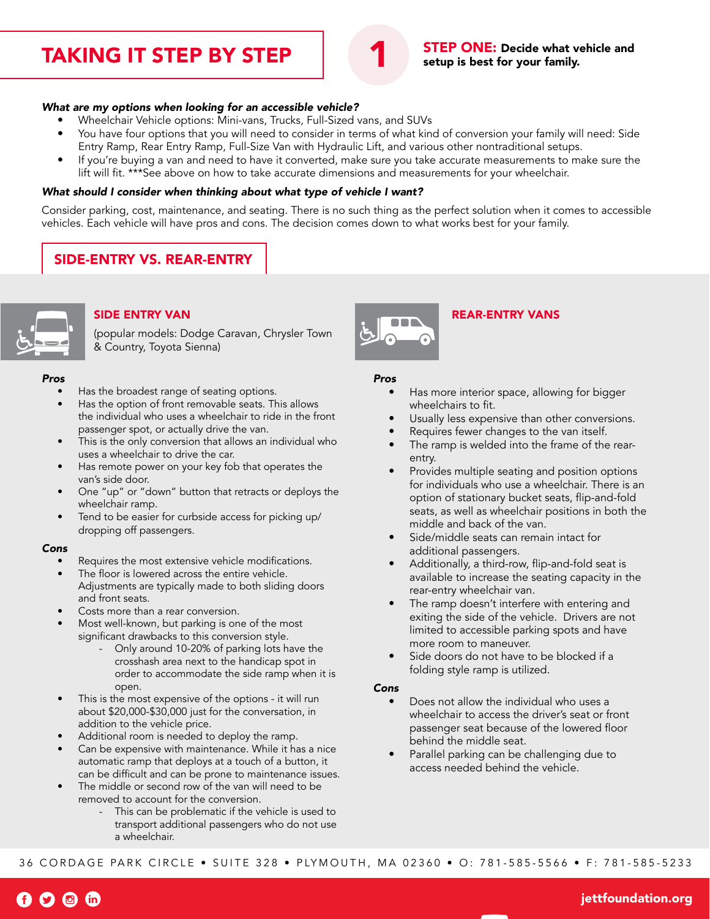# TAKING IT STEP BY STEP

1

**STEP ONE: Decide what vehicle and setup is best for your family.**

***What are my options when looking for an accessible vehicle?***

- Wheelchair Vehicle options: Mini-vans, Trucks, Full-Sized vans, and SUVs
- You have four options that you will need to consider in terms of what kind of conversion your family will need: Side Entry Ramp, Rear Entry Ramp, Full-Size Van with Hydraulic Lift, and various other nontraditional setups.
- If you're buying a van and need to have it converted, make sure you take accurate measurements to make sure the lift will fit. ***See above on how to take accurate dimensions and measurements for your wheelchair.

***What should I consider when thinking about what type of vehicle I want?***

Consider parking, cost, maintenance, and seating. There is no such thing as the perfect solution when it comes to accessible vehicles. Each vehicle will have pros and cons. The decision comes down to what works best for your family.

## SIDE-ENTRY VS. REAR-ENTRY

### SIDE ENTRY VAN

(popular models: Dodge Caravan, Chrysler Town & Country, Toyota Sienna)

***Pros***

- Has the broadest range of seating options.
- Has the option of front removable seats. This allows the individual who uses a wheelchair to ride in the front passenger spot, or actually drive the van.
- This is the only conversion that allows an individual who uses a wheelchair to drive the car.
- Has remote power on your key fob that operates the van's side door.
- One "up" or "down" button that retracts or deploys the wheelchair ramp.
- Tend to be easier for curbside access for picking up/dropping off passengers.

***Cons***

- Requires the most extensive vehicle modifications.
- The floor is lowered across the entire vehicle. Adjustments are typically made to both sliding doors and front seats.
- Costs more than a rear conversion.
- Most well-known, but parking is one of the most significant drawbacks to this conversion style.
  - Only around 10-20% of parking lots have the crosshash area next to the handicap spot in order to accommodate the side ramp when it is open.
- This is the most expensive of the options - it will run about $20,000-$30,000 just for the conversation, in addition to the vehicle price.
- Additional room is needed to deploy the ramp.
- Can be expensive with maintenance. While it has a nice automatic ramp that deploys at a touch of a button, it can be difficult and can be prone to maintenance issues.
- The middle or second row of the van will need to be removed to account for the conversion.
  - This can be problematic if the vehicle is used to transport additional passengers who do not use a wheelchair.

### REAR-ENTRY VANS

***Pros***

- Has more interior space, allowing for bigger wheelchairs to fit.
- Usually less expensive than other conversions.
- Requires fewer changes to the van itself.
- The ramp is welded into the frame of the rear-entry.
- Provides multiple seating and position options for individuals who use a wheelchair. There is an option of stationary bucket seats, flip-and-fold seats, as well as wheelchair positions in both the middle and back of the van.
- Side/middle seats can remain intact for additional passengers.
- Additionally, a third-row, flip-and-fold seat is available to increase the seating capacity in the rear-entry wheelchair van.
- The ramp doesn't interfere with entering and exiting the side of the vehicle. Drivers are not limited to accessible parking spots and have more room to maneuver.
- Side doors do not have to be blocked if a folding style ramp is utilized.

***Cons***

- Does not allow the individual who uses a wheelchair to access the driver's seat or front passenger seat because of the lowered floor behind the middle seat.
- Parallel parking can be challenging due to access needed behind the vehicle.

36 CORDAGE PARK CIRCLE • SUITE 328 • PLYMOUTH, MA 02360 • O: 781-585-5566 • F: 781-585-5233

jettfoundation.org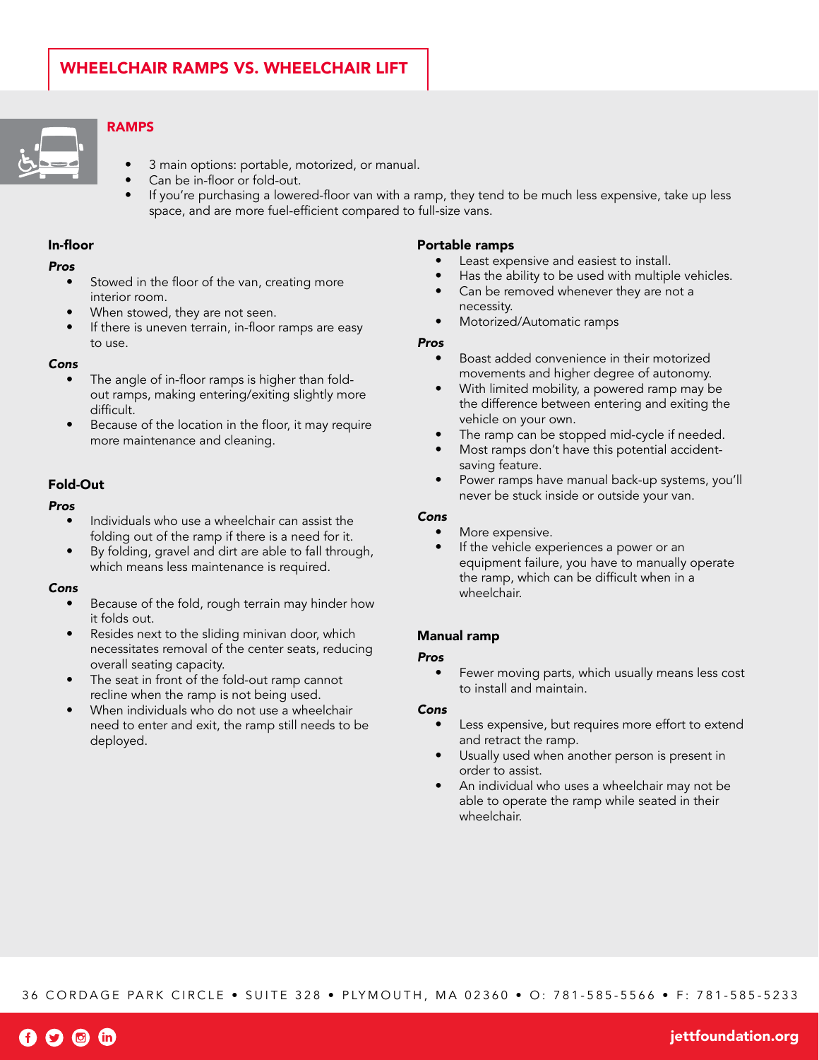## WHEELCHAIR RAMPS VS. WHEELCHAIR LIFT

### RAMPS

- 3 main options: portable, motorized, or manual.
- Can be in-floor or fold-out.
- If you're purchasing a lowered-floor van with a ramp, they tend to be much less expensive, take up less space, and are more fuel-efficient compared to full-size vans.

#### In-floor

***Pros***

- Stowed in the floor of the van, creating more interior room.
- When stowed, they are not seen.
- If there is uneven terrain, in-floor ramps are easy to use.

***Cons***

- The angle of in-floor ramps is higher than fold-out ramps, making entering/exiting slightly more difficult.
- Because of the location in the floor, it may require more maintenance and cleaning.

#### Fold-Out

***Pros***

- Individuals who use a wheelchair can assist the folding out of the ramp if there is a need for it.
- By folding, gravel and dirt are able to fall through, which means less maintenance is required.

***Cons***

- Because of the fold, rough terrain may hinder how it folds out.
- Resides next to the sliding minivan door, which necessitates removal of the center seats, reducing overall seating capacity.
- The seat in front of the fold-out ramp cannot recline when the ramp is not being used.
- When individuals who do not use a wheelchair need to enter and exit, the ramp still needs to be deployed.

#### Portable ramps

- Least expensive and easiest to install.
- Has the ability to be used with multiple vehicles.
- Can be removed whenever they are not a necessity.
- Motorized/Automatic ramps

***Pros***

- Boast added convenience in their motorized movements and higher degree of autonomy.
- With limited mobility, a powered ramp may be the difference between entering and exiting the vehicle on your own.
- The ramp can be stopped mid-cycle if needed.
- Most ramps don't have this potential accident-saving feature.
- Power ramps have manual back-up systems, you'll never be stuck inside or outside your van.

***Cons***

- More expensive.
- If the vehicle experiences a power or an equipment failure, you have to manually operate the ramp, which can be difficult when in a wheelchair.

#### Manual ramp

***Pros***

- Fewer moving parts, which usually means less cost to install and maintain.

***Cons***

- Less expensive, but requires more effort to extend and retract the ramp.
- Usually used when another person is present in order to assist.
- An individual who uses a wheelchair may not be able to operate the ramp while seated in their wheelchair.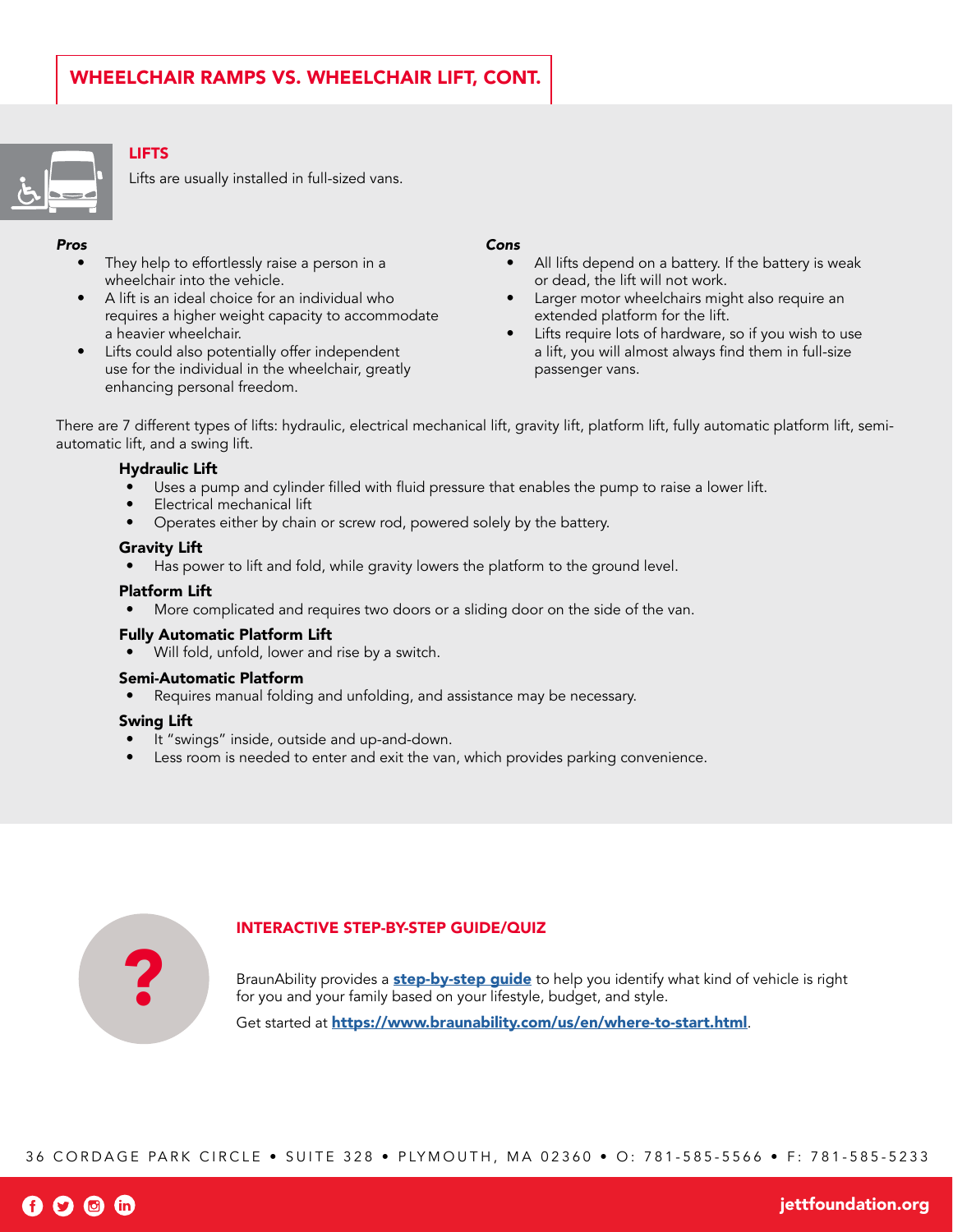## WHEELCHAIR RAMPS VS. WHEELCHAIR LIFT, CONT.

### LIFTS

Lifts are usually installed in full-sized vans.

***Pros***

- They help to effortlessly raise a person in a wheelchair into the vehicle.
- A lift is an ideal choice for an individual who requires a higher weight capacity to accommodate a heavier wheelchair.
- Lifts could also potentially offer independent use for the individual in the wheelchair, greatly enhancing personal freedom.

***Cons***

- All lifts depend on a battery. If the battery is weak or dead, the lift will not work.
- Larger motor wheelchairs might also require an extended platform for the lift.
- Lifts require lots of hardware, so if you wish to use a lift, you will almost always find them in full-size passenger vans.

There are 7 different types of lifts: hydraulic, electrical mechanical lift, gravity lift, platform lift, fully automatic platform lift, semi-automatic lift, and a swing lift.

**Hydraulic Lift**

- Uses a pump and cylinder filled with fluid pressure that enables the pump to raise a lower lift.
- Electrical mechanical lift
- Operates either by chain or screw rod, powered solely by the battery.

**Gravity Lift**

- Has power to lift and fold, while gravity lowers the platform to the ground level.

**Platform Lift**

- More complicated and requires two doors or a sliding door on the side of the van.

**Fully Automatic Platform Lift**

- Will fold, unfold, lower and rise by a switch.

**Semi-Automatic Platform**

- Requires manual folding and unfolding, and assistance may be necessary.

**Swing Lift**

- It "swings" inside, outside and up-and-down.
- Less room is needed to enter and exit the van, which provides parking convenience.

### INTERACTIVE STEP-BY-STEP GUIDE/QUIZ

BraunAbility provides a [step-by-step guide](https://www.braunability.com/us/en/where-to-start.html) to help you identify what kind of vehicle is right for you and your family based on your lifestyle, budget, and style.

Get started at **https://www.braunability.com/us/en/where-to-start.html**.

36 CORDAGE PARK CIRCLE • SUITE 328 • PLYMOUTH, MA 02360 • O: 781-585-5566 • F: 781-585-5233

jettfoundation.org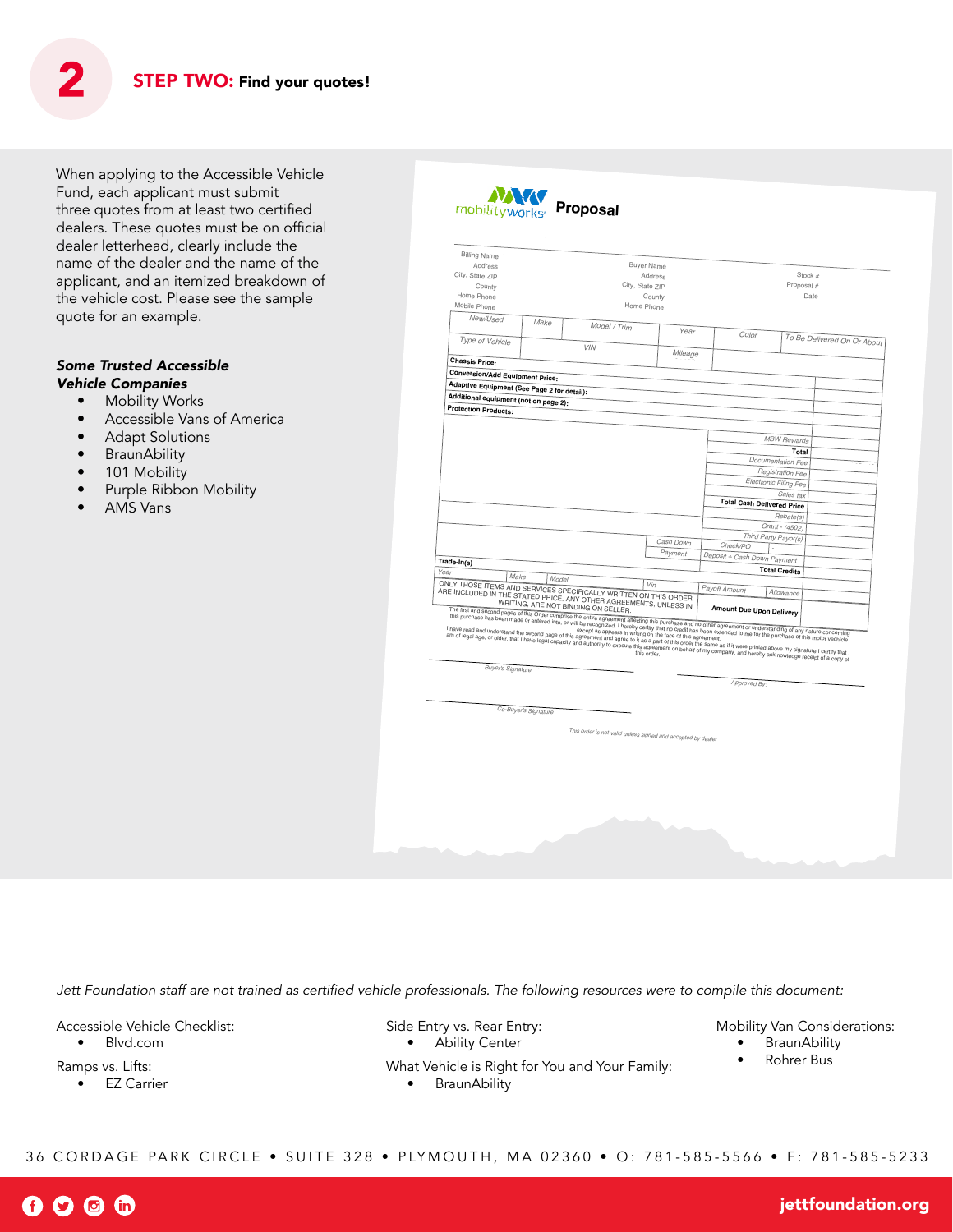# STEP TWO: Find your quotes!

When applying to the Accessible Vehicle Fund, each applicant must submit three quotes from at least two certified dealers. These quotes must be on official dealer letterhead, clearly include the name of the dealer and the name of the applicant, and an itemized breakdown of the vehicle cost. Please see the sample quote for an example.

***Some Trusted Accessible Vehicle Companies***

- Mobility Works
- Accessible Vans of America
- Adapt Solutions
- BraunAbility
- 101 Mobility
- Purple Ribbon Mobility
- AMS Vans

*Jett Foundation staff are not trained as certified vehicle professionals. The following resources were to compile this document:*

Accessible Vehicle Checklist:

- Blvd.com

Ramps vs. Lifts:

- EZ Carrier

Side Entry vs. Rear Entry:

- Ability Center

What Vehicle is Right for You and Your Family:

- BraunAbility

Mobility Van Considerations:

- BraunAbility
- Rohrer Bus